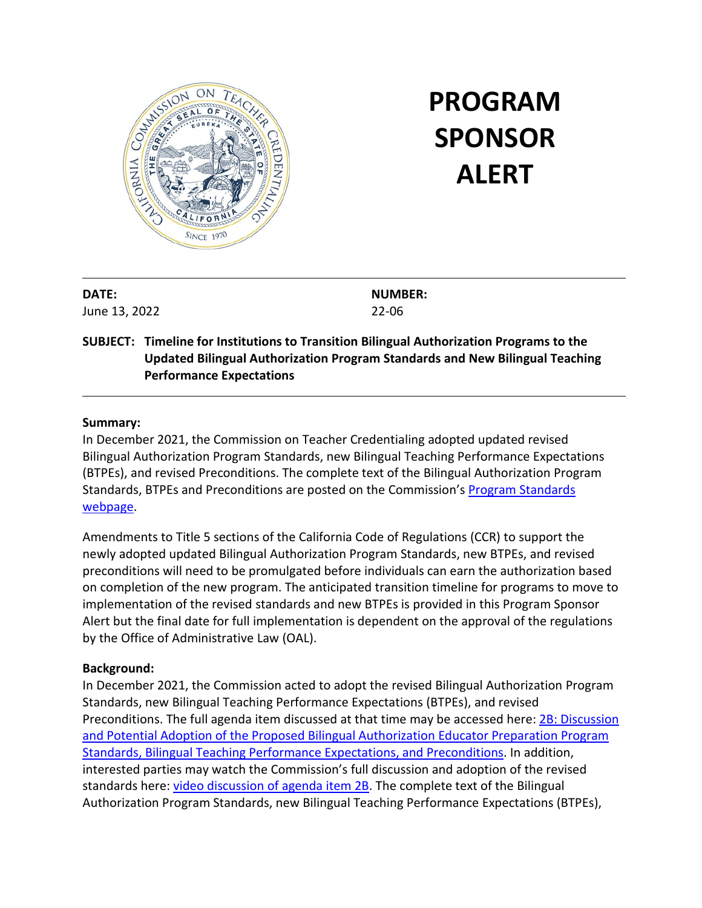# PROGRAM SPONSOR ALERT

**DATE:**
June 13, 2022

**NUMBER:**
22-06

**SUBJECT: Timeline for Institutions to Transition Bilingual Authorization Programs to the Updated Bilingual Authorization Program Standards and New Bilingual Teaching Performance Expectations**

**Summary:**

In December 2021, the Commission on Teacher Credentialing adopted updated revised Bilingual Authorization Program Standards, new Bilingual Teaching Performance Expectations (BTPEs), and revised Preconditions. The complete text of the Bilingual Authorization Program Standards, BTPEs and Preconditions are posted on the Commission's Program Standards webpage.

Amendments to Title 5 sections of the California Code of Regulations (CCR) to support the newly adopted updated Bilingual Authorization Program Standards, new BTPEs, and revised preconditions will need to be promulgated before individuals can earn the authorization based on completion of the new program. The anticipated transition timeline for programs to move to implementation of the revised standards and new BTPEs is provided in this Program Sponsor Alert but the final date for full implementation is dependent on the approval of the regulations by the Office of Administrative Law (OAL).

**Background:**

In December 2021, the Commission acted to adopt the revised Bilingual Authorization Program Standards, new Bilingual Teaching Performance Expectations (BTPEs), and revised Preconditions. The full agenda item discussed at that time may be accessed here: 2B: Discussion and Potential Adoption of the Proposed Bilingual Authorization Educator Preparation Program Standards, Bilingual Teaching Performance Expectations, and Preconditions. In addition, interested parties may watch the Commission's full discussion and adoption of the revised standards here: video discussion of agenda item 2B. The complete text of the Bilingual Authorization Program Standards, new Bilingual Teaching Performance Expectations (BTPEs),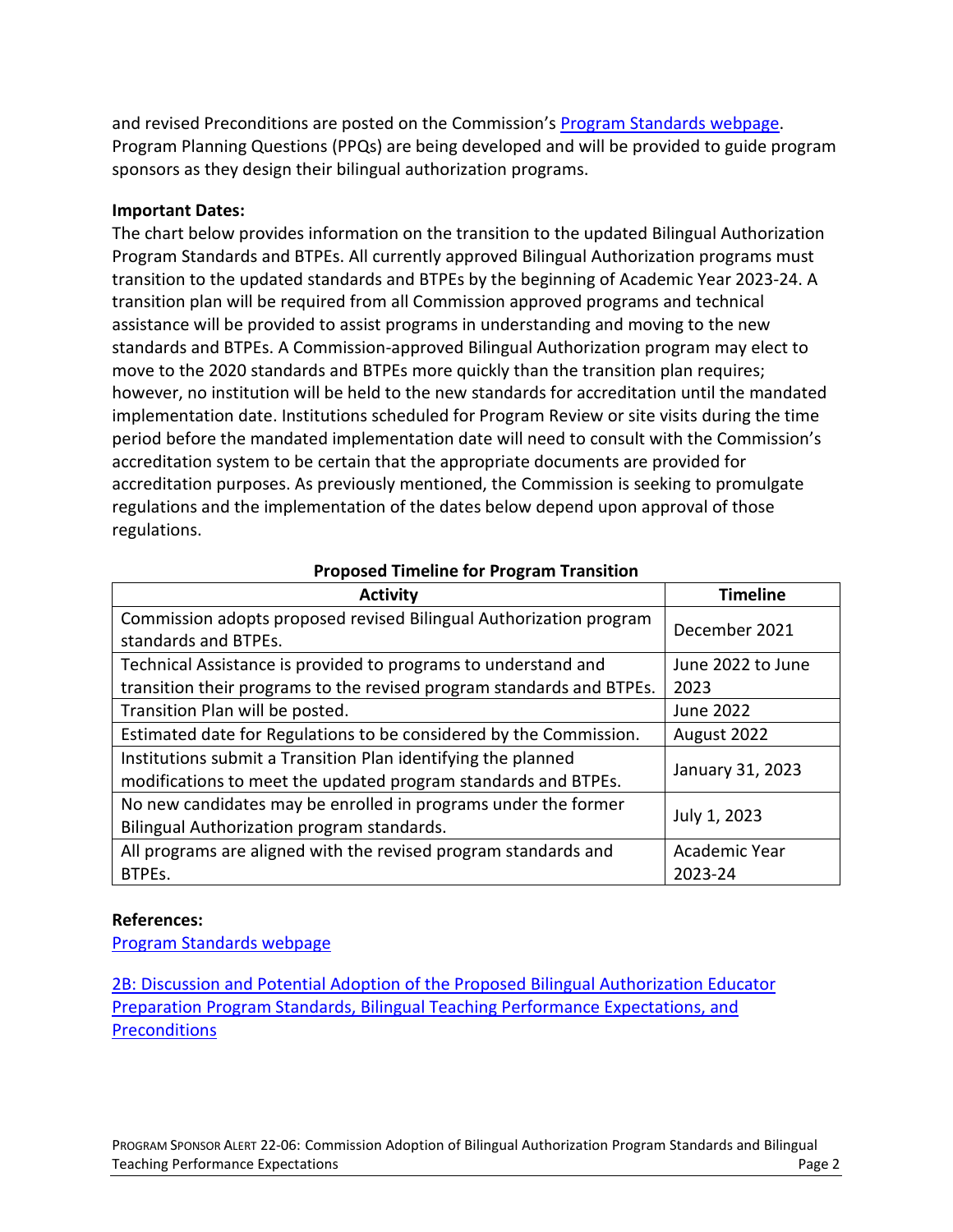and revised Preconditions are posted on the Commission's [Program Standards webpage](). Program Planning Questions (PPQs) are being developed and will be provided to guide program sponsors as they design their bilingual authorization programs.

**Important Dates:**

The chart below provides information on the transition to the updated Bilingual Authorization Program Standards and BTPEs. All currently approved Bilingual Authorization programs must transition to the updated standards and BTPEs by the beginning of Academic Year 2023-24. A transition plan will be required from all Commission approved programs and technical assistance will be provided to assist programs in understanding and moving to the new standards and BTPEs. A Commission-approved Bilingual Authorization program may elect to move to the 2020 standards and BTPEs more quickly than the transition plan requires; however, no institution will be held to the new standards for accreditation until the mandated implementation date. Institutions scheduled for Program Review or site visits during the time period before the mandated implementation date will need to consult with the Commission's accreditation system to be certain that the appropriate documents are provided for accreditation purposes. As previously mentioned, the Commission is seeking to promulgate regulations and the implementation of the dates below depend upon approval of those regulations.

**Proposed Timeline for Program Transition**

| Activity | Timeline |
|---|---|
| Commission adopts proposed revised Bilingual Authorization program standards and BTPEs. | December 2021 |
| Technical Assistance is provided to programs to understand and transition their programs to the revised program standards and BTPEs. | June 2022 to June 2023 |
| Transition Plan will be posted. | June 2022 |
| Estimated date for Regulations to be considered by the Commission. | August 2022 |
| Institutions submit a Transition Plan identifying the planned modifications to meet the updated program standards and BTPEs. | January 31, 2023 |
| No new candidates may be enrolled in programs under the former Bilingual Authorization program standards. | July 1, 2023 |
| All programs are aligned with the revised program standards and BTPEs. | Academic Year 2023-24 |

**References:**

[Program Standards webpage]()

[2B: Discussion and Potential Adoption of the Proposed Bilingual Authorization Educator Preparation Program Standards, Bilingual Teaching Performance Expectations, and Preconditions]()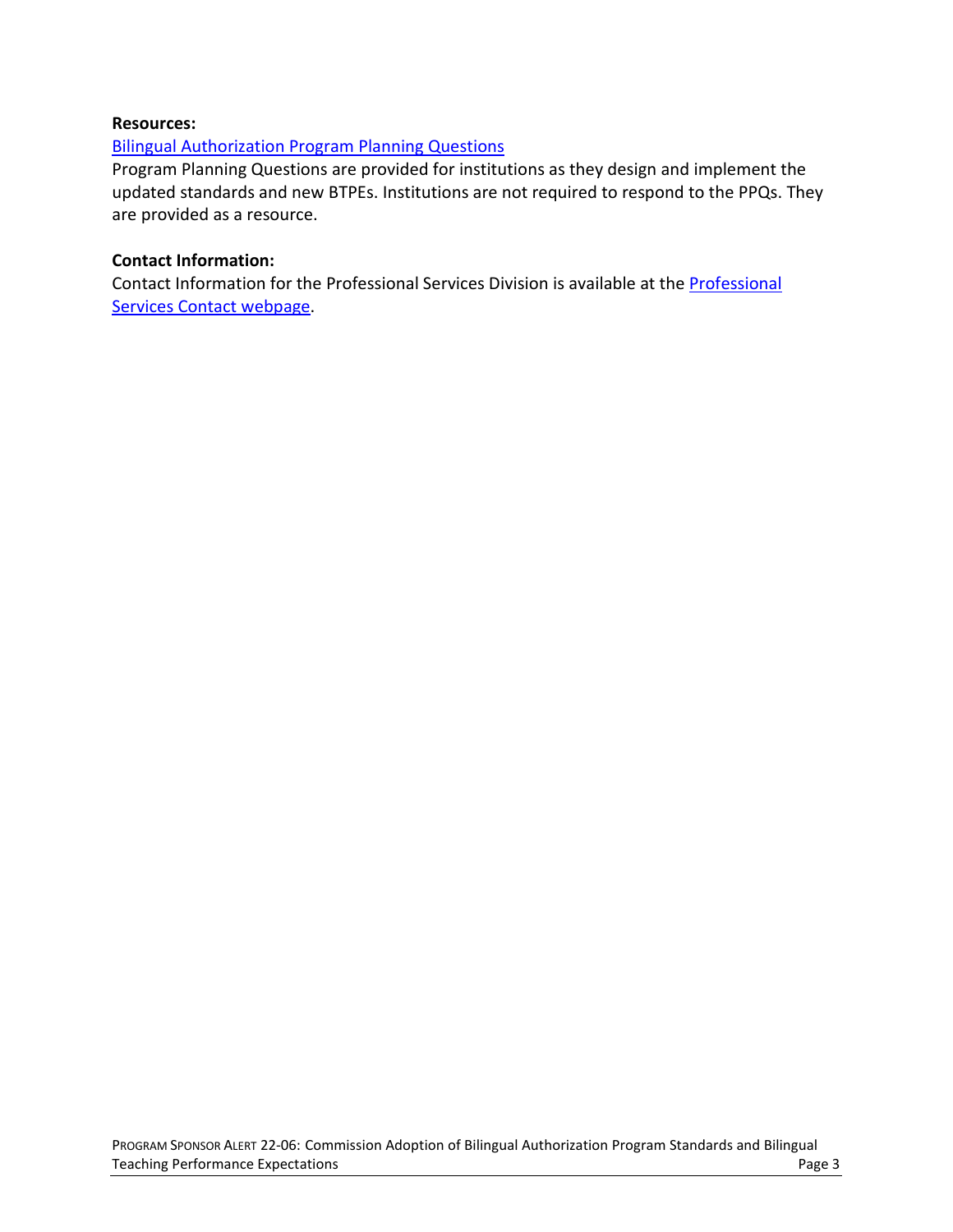**Resources:**

Bilingual Authorization Program Planning Questions

Program Planning Questions are provided for institutions as they design and implement the updated standards and new BTPEs. Institutions are not required to respond to the PPQs. They are provided as a resource.

**Contact Information:**

Contact Information for the Professional Services Division is available at the Professional Services Contact webpage.